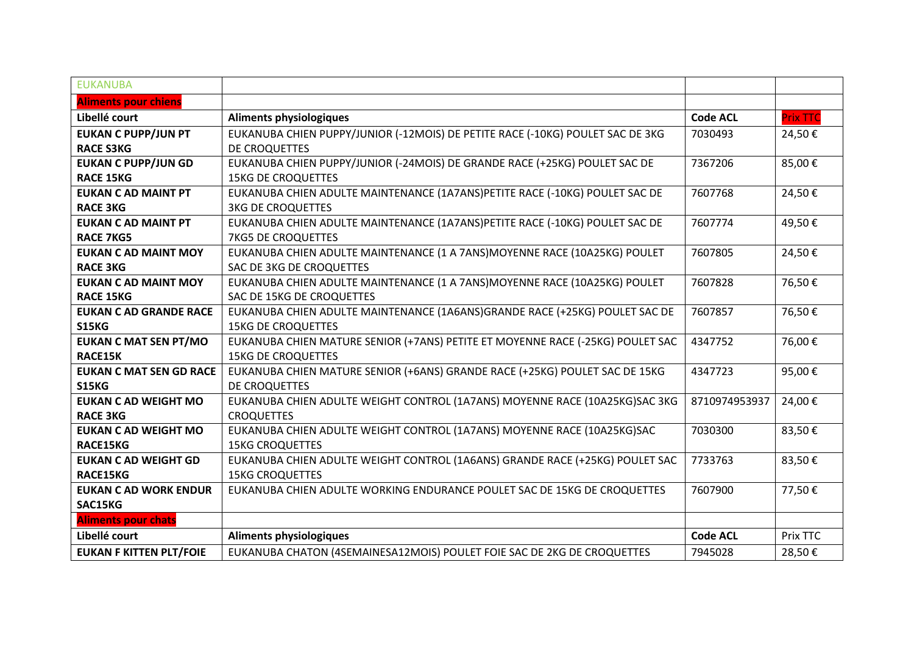| EUKANUBA | | | |
|---|---|---|---|
| **Aliments pour chiens** | | | |
| **Libellé court** | **Aliments physiologiques** | **Code ACL** | **Prix TTC** |
| **EUKAN C PUPP/JUN PT RACE S3KG** | EUKANUBA CHIEN PUPPY/JUNIOR (-12MOIS) DE PETITE RACE (-10KG) POULET SAC DE 3KG DE CROQUETTES | 7030493 | 24,50 € |
| **EUKAN C PUPP/JUN GD RACE 15KG** | EUKANUBA CHIEN PUPPY/JUNIOR (-24MOIS) DE GRANDE RACE (+25KG) POULET SAC DE 15KG DE CROQUETTES | 7367206 | 85,00 € |
| **EUKAN C AD MAINT PT RACE 3KG** | EUKANUBA CHIEN ADULTE MAINTENANCE (1A7ANS)PETITE RACE (-10KG) POULET SAC DE 3KG DE CROQUETTES | 7607768 | 24,50 € |
| **EUKAN C AD MAINT PT RACE 7KG5** | EUKANUBA CHIEN ADULTE MAINTENANCE (1A7ANS)PETITE RACE (-10KG) POULET SAC DE 7KG5 DE CROQUETTES | 7607774 | 49,50 € |
| **EUKAN C AD MAINT MOY RACE 3KG** | EUKANUBA CHIEN ADULTE MAINTENANCE (1 A 7ANS)MOYENNE RACE (10A25KG) POULET SAC DE 3KG DE CROQUETTES | 7607805 | 24,50 € |
| **EUKAN C AD MAINT MOY RACE 15KG** | EUKANUBA CHIEN ADULTE MAINTENANCE (1 A 7ANS)MOYENNE RACE (10A25KG) POULET SAC DE 15KG DE CROQUETTES | 7607828 | 76,50 € |
| **EUKAN C AD GRANDE RACE S15KG** | EUKANUBA CHIEN ADULTE MAINTENANCE (1A6ANS)GRANDE RACE (+25KG) POULET SAC DE 15KG DE CROQUETTES | 7607857 | 76,50 € |
| **EUKAN C MAT SEN PT/MO RACE15K** | EUKANUBA CHIEN MATURE SENIOR (+7ANS) PETITE ET MOYENNE RACE (-25KG) POULET SAC 15KG DE CROQUETTES | 4347752 | 76,00 € |
| **EUKAN C MAT SEN GD RACE S15KG** | EUKANUBA CHIEN MATURE SENIOR (+6ANS) GRANDE RACE (+25KG) POULET SAC DE 15KG DE CROQUETTES | 4347723 | 95,00 € |
| **EUKAN C AD WEIGHT MO RACE 3KG** | EUKANUBA CHIEN ADULTE WEIGHT CONTROL (1A7ANS) MOYENNE RACE (10A25KG)SAC 3KG CROQUETTES | 8710974953937 | 24,00 € |
| **EUKAN C AD WEIGHT MO RACE15KG** | EUKANUBA CHIEN ADULTE WEIGHT CONTROL (1A7ANS) MOYENNE RACE (10A25KG)SAC 15KG CROQUETTES | 7030300 | 83,50 € |
| **EUKAN C AD WEIGHT GD RACE15KG** | EUKANUBA CHIEN ADULTE WEIGHT CONTROL (1A6ANS) GRANDE RACE (+25KG) POULET SAC 15KG CROQUETTES | 7733763 | 83,50 € |
| **EUKAN C AD WORK ENDUR SAC15KG** | EUKANUBA CHIEN ADULTE WORKING ENDURANCE POULET SAC DE 15KG DE CROQUETTES | 7607900 | 77,50 € |
| **Aliments pour chats** | | | |
| **Libellé court** | **Aliments physiologiques** | **Code ACL** | Prix TTC |
| **EUKAN F KITTEN PLT/FOIE** | EUKANUBA CHATON (4SEMAINESA12MOIS) POULET FOIE SAC DE 2KG DE CROQUETTES | 7945028 | 28,50 € |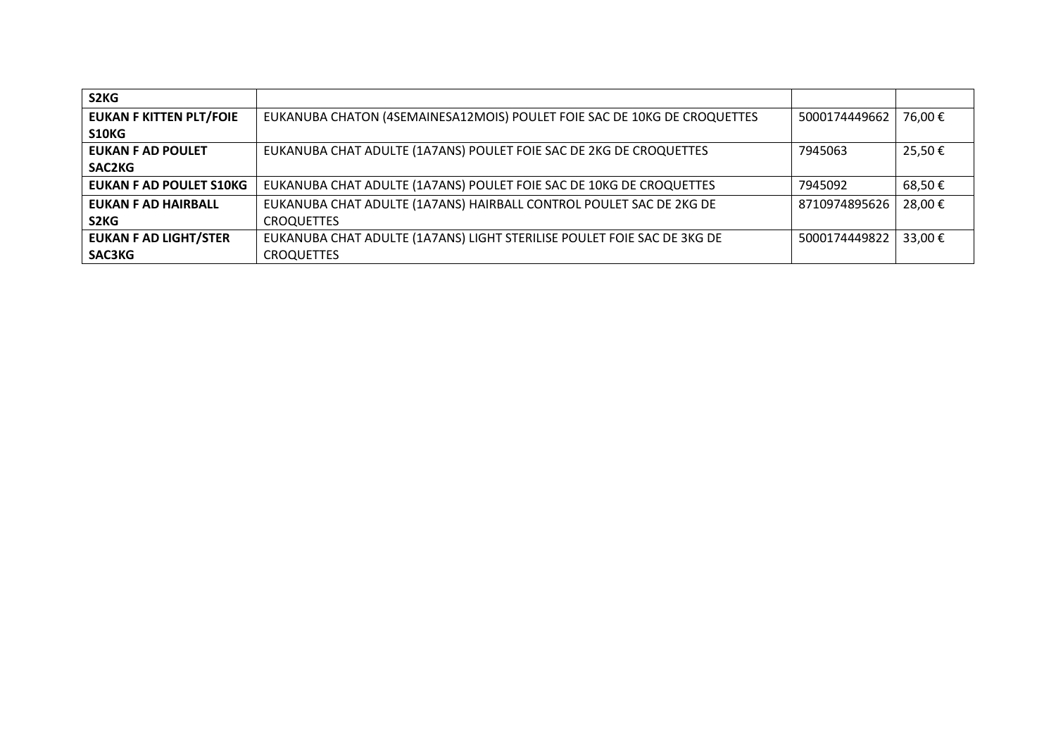| | | | |
|---|---|---|---|
| **S2KG** | | | |
| **EUKAN F KITTEN PLT/FOIE S10KG** | EUKANUBA CHATON (4SEMAINESA12MOIS) POULET FOIE SAC DE 10KG DE CROQUETTES | 5000174449662 | 76,00 € |
| **EUKAN F AD POULET SAC2KG** | EUKANUBA CHAT ADULTE (1A7ANS) POULET FOIE SAC DE 2KG DE CROQUETTES | 7945063 | 25,50 € |
| **EUKAN F AD POULET S10KG** | EUKANUBA CHAT ADULTE (1A7ANS) POULET FOIE SAC DE 10KG DE CROQUETTES | 7945092 | 68,50 € |
| **EUKAN F AD HAIRBALL S2KG** | EUKANUBA CHAT ADULTE (1A7ANS) HAIRBALL CONTROL POULET SAC DE 2KG DE CROQUETTES | 8710974895626 | 28,00 € |
| **EUKAN F AD LIGHT/STER SAC3KG** | EUKANUBA CHAT ADULTE (1A7ANS) LIGHT STERILISE POULET FOIE SAC DE 3KG DE CROQUETTES | 5000174449822 | 33,00 € |